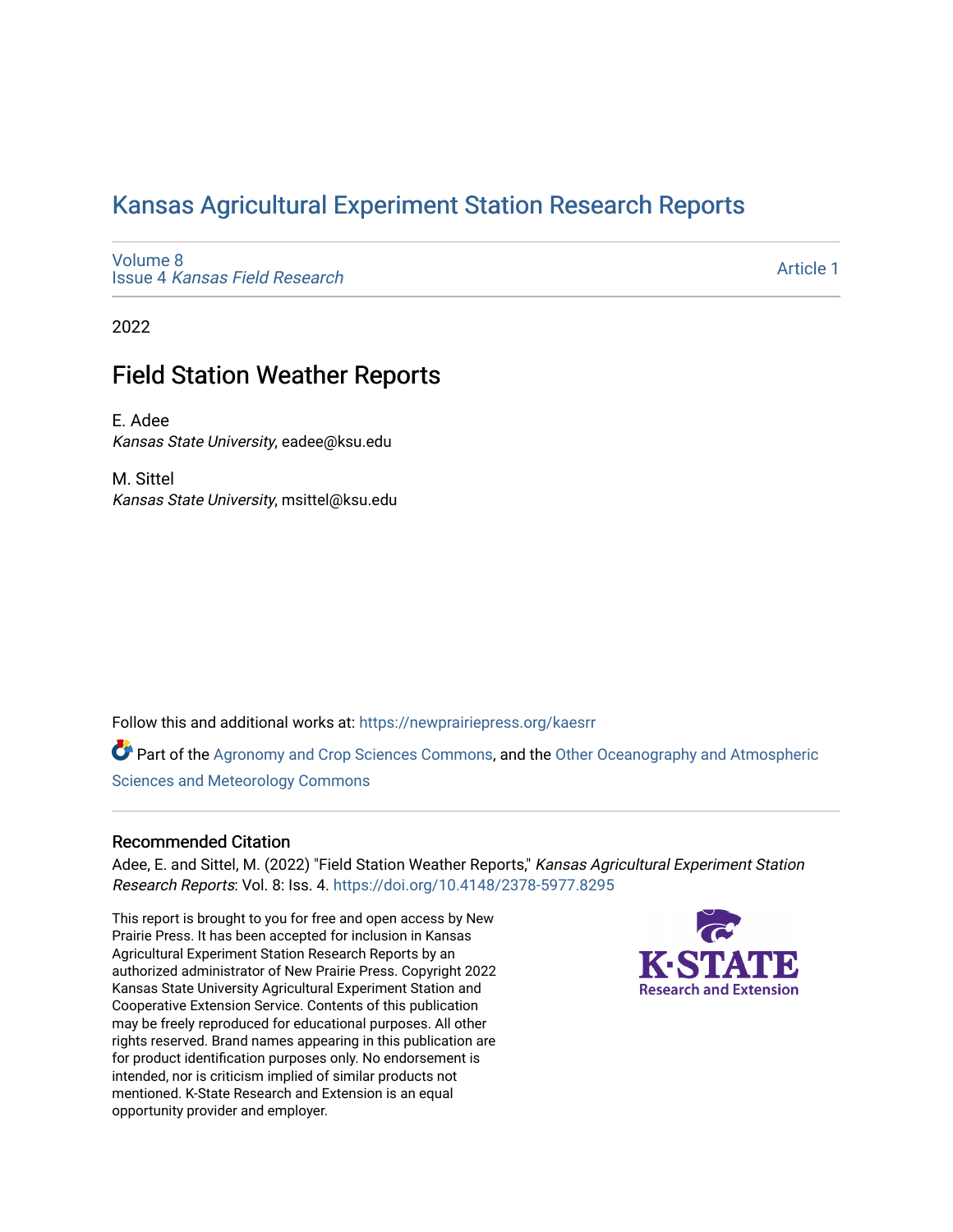# Kansas Agricultural Experiment Station Research Reports

Volume 8
Issue 4 *Kansas Field Research*

Article 1

2022

## Field Station Weather Reports

E. Adee
*Kansas State University*, eadee@ksu.edu

M. Sittel
*Kansas State University*, msittel@ksu.edu

Follow this and additional works at: https://newprairiepress.org/kaesrr

Part of the Agronomy and Crop Sciences Commons, and the Other Oceanography and Atmospheric Sciences and Meteorology Commons

### Recommended Citation

Adee, E. and Sittel, M. (2022) "Field Station Weather Reports," *Kansas Agricultural Experiment Station Research Reports*: Vol. 8: Iss. 4. https://doi.org/10.4148/2378-5977.8295

This report is brought to you for free and open access by New Prairie Press. It has been accepted for inclusion in Kansas Agricultural Experiment Station Research Reports by an authorized administrator of New Prairie Press. Copyright 2022 Kansas State University Agricultural Experiment Station and Cooperative Extension Service. Contents of this publication may be freely reproduced for educational purposes. All other rights reserved. Brand names appearing in this publication are for product identification purposes only. No endorsement is intended, nor is criticism implied of similar products not mentioned. K-State Research and Extension is an equal opportunity provider and employer.

K-STATE Research and Extension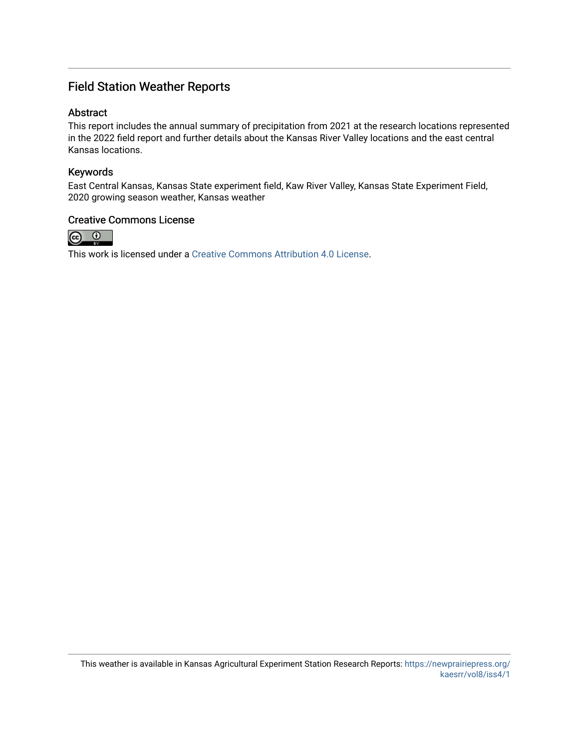## Field Station Weather Reports

### Abstract

This report includes the annual summary of precipitation from 2021 at the research locations represented in the 2022 field report and further details about the Kansas River Valley locations and the east central Kansas locations.

### Keywords

East Central Kansas, Kansas State experiment field, Kaw River Valley, Kansas State Experiment Field, 2020 growing season weather, Kansas weather

### Creative Commons License

This work is licensed under a Creative Commons Attribution 4.0 License.

This weather is available in Kansas Agricultural Experiment Station Research Reports: https://newprairiepress.org/kaesrr/vol8/iss4/1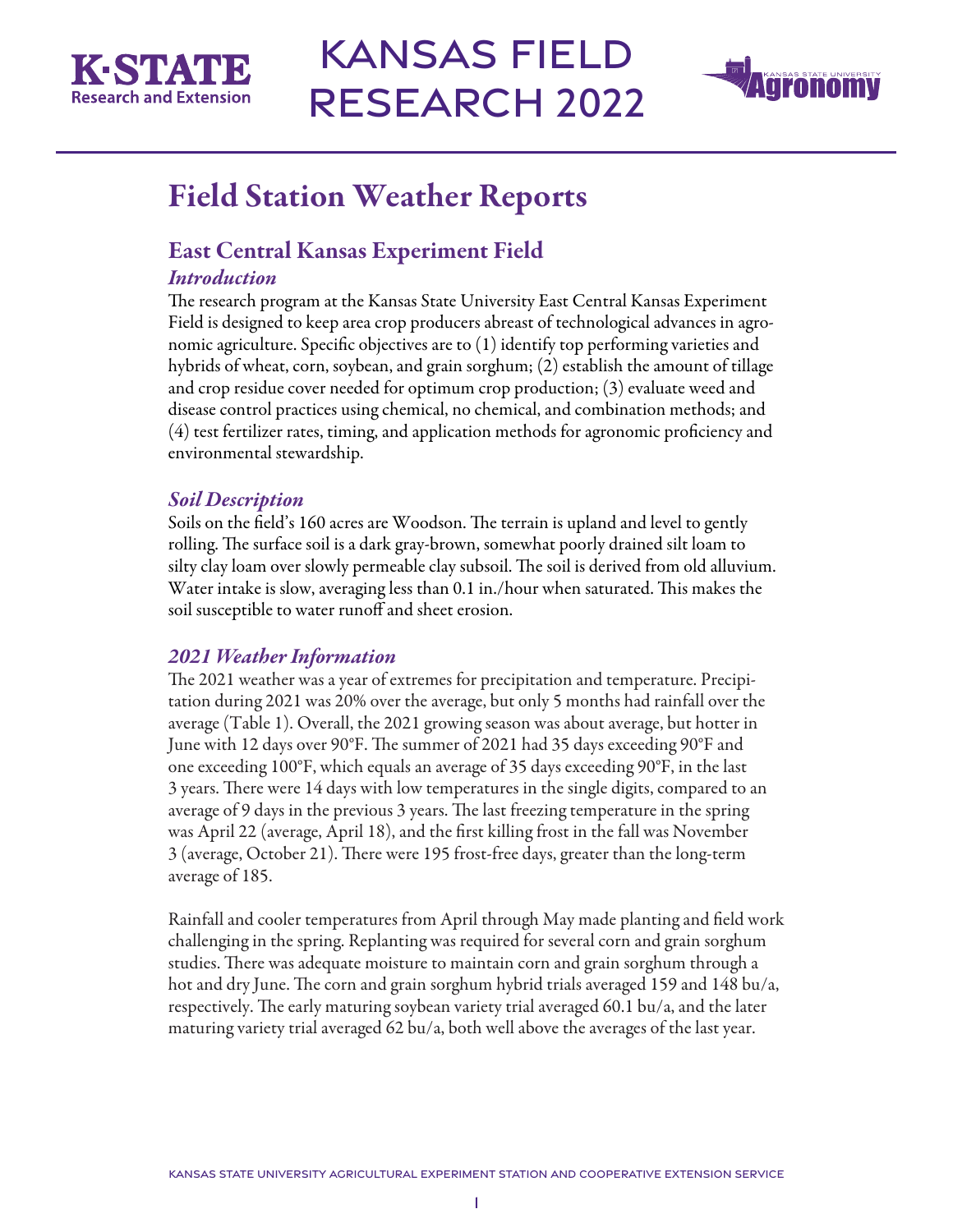# Field Station Weather Reports

## East Central Kansas Experiment Field

### *Introduction*

The research program at the Kansas State University East Central Kansas Experiment Field is designed to keep area crop producers abreast of technological advances in agronomic agriculture. Specific objectives are to (1) identify top performing varieties and hybrids of wheat, corn, soybean, and grain sorghum; (2) establish the amount of tillage and crop residue cover needed for optimum crop production; (3) evaluate weed and disease control practices using chemical, no chemical, and combination methods; and (4) test fertilizer rates, timing, and application methods for agronomic proficiency and environmental stewardship.

### *Soil Description*

Soils on the field's 160 acres are Woodson. The terrain is upland and level to gently rolling. The surface soil is a dark gray-brown, somewhat poorly drained silt loam to silty clay loam over slowly permeable clay subsoil. The soil is derived from old alluvium. Water intake is slow, averaging less than 0.1 in./hour when saturated. This makes the soil susceptible to water runoff and sheet erosion.

### *2021 Weather Information*

The 2021 weather was a year of extremes for precipitation and temperature. Precipitation during 2021 was 20% over the average, but only 5 months had rainfall over the average (Table 1). Overall, the 2021 growing season was about average, but hotter in June with 12 days over 90°F. The summer of 2021 had 35 days exceeding 90°F and one exceeding 100°F, which equals an average of 35 days exceeding 90°F, in the last 3 years. There were 14 days with low temperatures in the single digits, compared to an average of 9 days in the previous 3 years. The last freezing temperature in the spring was April 22 (average, April 18), and the first killing frost in the fall was November 3 (average, October 21). There were 195 frost-free days, greater than the long-term average of 185.

Rainfall and cooler temperatures from April through May made planting and field work challenging in the spring. Replanting was required for several corn and grain sorghum studies. There was adequate moisture to maintain corn and grain sorghum through a hot and dry June. The corn and grain sorghum hybrid trials averaged 159 and 148 bu/a, respectively. The early maturing soybean variety trial averaged 60.1 bu/a, and the later maturing variety trial averaged 62 bu/a, both well above the averages of the last year.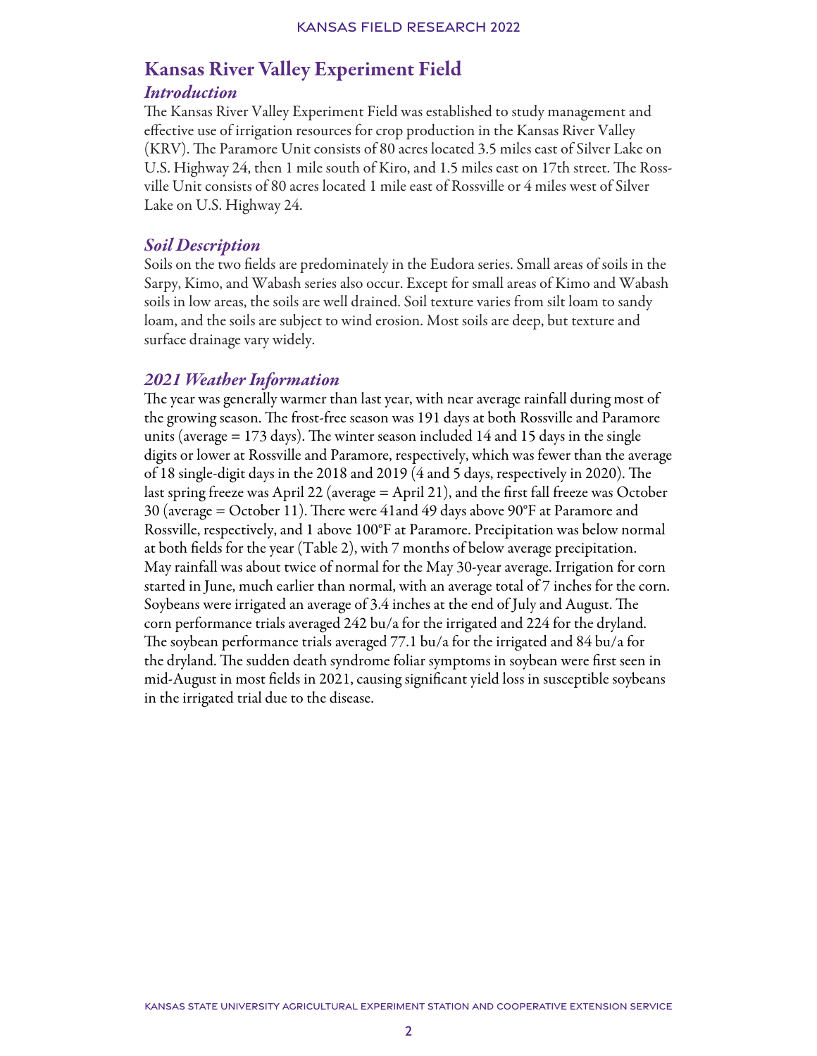# Kansas River Valley Experiment Field

## *Introduction*

The Kansas River Valley Experiment Field was established to study management and effective use of irrigation resources for crop production in the Kansas River Valley (KRV). The Paramore Unit consists of 80 acres located 3.5 miles east of Silver Lake on U.S. Highway 24, then 1 mile south of Kiro, and 1.5 miles east on 17th street. The Rossville Unit consists of 80 acres located 1 mile east of Rossville or 4 miles west of Silver Lake on U.S. Highway 24.

## *Soil Description*

Soils on the two fields are predominately in the Eudora series. Small areas of soils in the Sarpy, Kimo, and Wabash series also occur. Except for small areas of Kimo and Wabash soils in low areas, the soils are well drained. Soil texture varies from silt loam to sandy loam, and the soils are subject to wind erosion. Most soils are deep, but texture and surface drainage vary widely.

## *2021 Weather Information*

The year was generally warmer than last year, with near average rainfall during most of the growing season. The frost-free season was 191 days at both Rossville and Paramore units (average = 173 days). The winter season included 14 and 15 days in the single digits or lower at Rossville and Paramore, respectively, which was fewer than the average of 18 single-digit days in the 2018 and 2019 (4 and 5 days, respectively in 2020). The last spring freeze was April 22 (average = April 21), and the first fall freeze was October 30 (average = October 11). There were 41and 49 days above 90°F at Paramore and Rossville, respectively, and 1 above 100°F at Paramore. Precipitation was below normal at both fields for the year (Table 2), with 7 months of below average precipitation. May rainfall was about twice of normal for the May 30-year average. Irrigation for corn started in June, much earlier than normal, with an average total of 7 inches for the corn. Soybeans were irrigated an average of 3.4 inches at the end of July and August. The corn performance trials averaged 242 bu/a for the irrigated and 224 for the dryland. The soybean performance trials averaged 77.1 bu/a for the irrigated and 84 bu/a for the dryland. The sudden death syndrome foliar symptoms in soybean were first seen in mid-August in most fields in 2021, causing significant yield loss in susceptible soybeans in the irrigated trial due to the disease.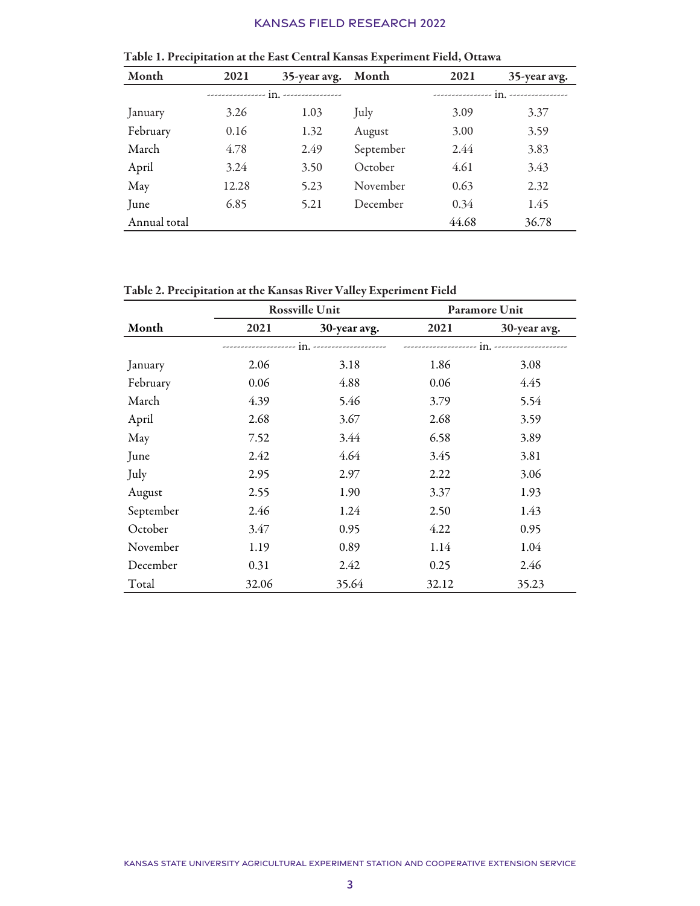**Table 1. Precipitation at the East Central Kansas Experiment Field, Ottawa**

| Month | 2021 | 35-year avg. | Month | 2021 | 35-year avg. |
|---|---|---|---|---|---|
| | ---------------- in. ---------------- | | | ---------------- in. ---------------- | |
| January | 3.26 | 1.03 | July | 3.09 | 3.37 |
| February | 0.16 | 1.32 | August | 3.00 | 3.59 |
| March | 4.78 | 2.49 | September | 2.44 | 3.83 |
| April | 3.24 | 3.50 | October | 4.61 | 3.43 |
| May | 12.28 | 5.23 | November | 0.63 | 2.32 |
| June | 6.85 | 5.21 | December | 0.34 | 1.45 |
| Annual total | | | | 44.68 | 36.78 |

**Table 2. Precipitation at the Kansas River Valley Experiment Field**

| | Rossville Unit | | Paramore Unit | |
|---|---|---|---|---|
| Month | 2021 | 30-year avg. | 2021 | 30-year avg. |
| | -------------------- in. -------------------- | | -------------------- in. -------------------- | |
| January | 2.06 | 3.18 | 1.86 | 3.08 |
| February | 0.06 | 4.88 | 0.06 | 4.45 |
| March | 4.39 | 5.46 | 3.79 | 5.54 |
| April | 2.68 | 3.67 | 2.68 | 3.59 |
| May | 7.52 | 3.44 | 6.58 | 3.89 |
| June | 2.42 | 4.64 | 3.45 | 3.81 |
| July | 2.95 | 2.97 | 2.22 | 3.06 |
| August | 2.55 | 1.90 | 3.37 | 1.93 |
| September | 2.46 | 1.24 | 2.50 | 1.43 |
| October | 3.47 | 0.95 | 4.22 | 0.95 |
| November | 1.19 | 0.89 | 1.14 | 1.04 |
| December | 0.31 | 2.42 | 0.25 | 2.46 |
| Total | 32.06 | 35.64 | 32.12 | 35.23 |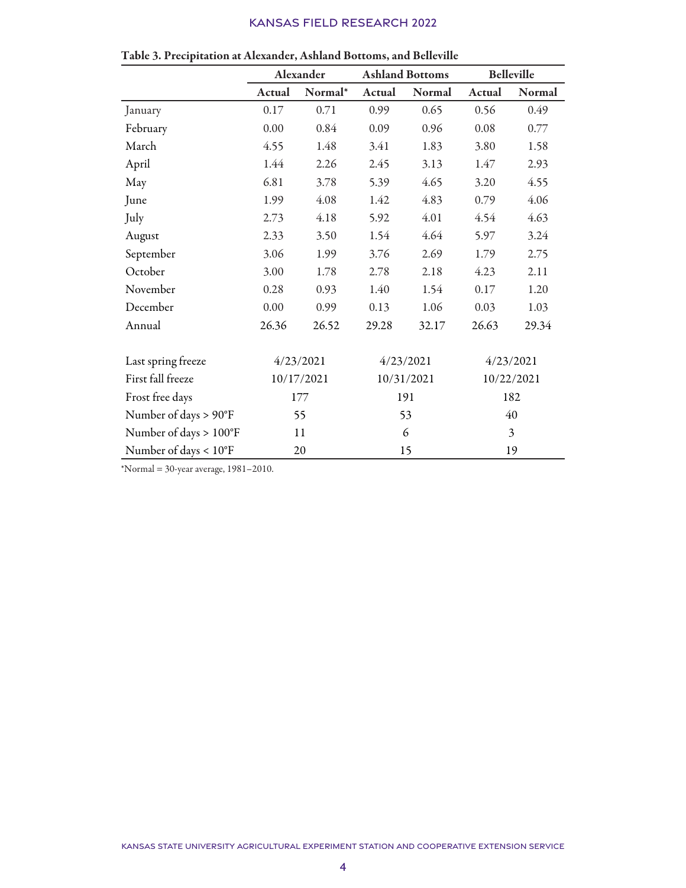**Table 3. Precipitation at Alexander, Ashland Bottoms, and Belleville**

| | Alexander | | Ashland Bottoms | | Belleville | |
|---|---|---|---|---|---|---|
| | Actual | Normal* | Actual | Normal | Actual | Normal |
| January | 0.17 | 0.71 | 0.99 | 0.65 | 0.56 | 0.49 |
| February | 0.00 | 0.84 | 0.09 | 0.96 | 0.08 | 0.77 |
| March | 4.55 | 1.48 | 3.41 | 1.83 | 3.80 | 1.58 |
| April | 1.44 | 2.26 | 2.45 | 3.13 | 1.47 | 2.93 |
| May | 6.81 | 3.78 | 5.39 | 4.65 | 3.20 | 4.55 |
| June | 1.99 | 4.08 | 1.42 | 4.83 | 0.79 | 4.06 |
| July | 2.73 | 4.18 | 5.92 | 4.01 | 4.54 | 4.63 |
| August | 2.33 | 3.50 | 1.54 | 4.64 | 5.97 | 3.24 |
| September | 3.06 | 1.99 | 3.76 | 2.69 | 1.79 | 2.75 |
| October | 3.00 | 1.78 | 2.78 | 2.18 | 4.23 | 2.11 |
| November | 0.28 | 0.93 | 1.40 | 1.54 | 0.17 | 1.20 |
| December | 0.00 | 0.99 | 0.13 | 1.06 | 0.03 | 1.03 |
| Annual | 26.36 | 26.52 | 29.28 | 32.17 | 26.63 | 29.34 |
| | | | | | | |
| Last spring freeze | 4/23/2021 | | 4/23/2021 | | 4/23/2021 | |
| First fall freeze | 10/17/2021 | | 10/31/2021 | | 10/22/2021 | |
| Frost free days | 177 | | 191 | | 182 | |
| Number of days > 90°F | 55 | | 53 | | 40 | |
| Number of days > 100°F | 11 | | 6 | | 3 | |
| Number of days < 10°F | 20 | | 15 | | 19 | |

*Normal = 30-year average, 1981–2010.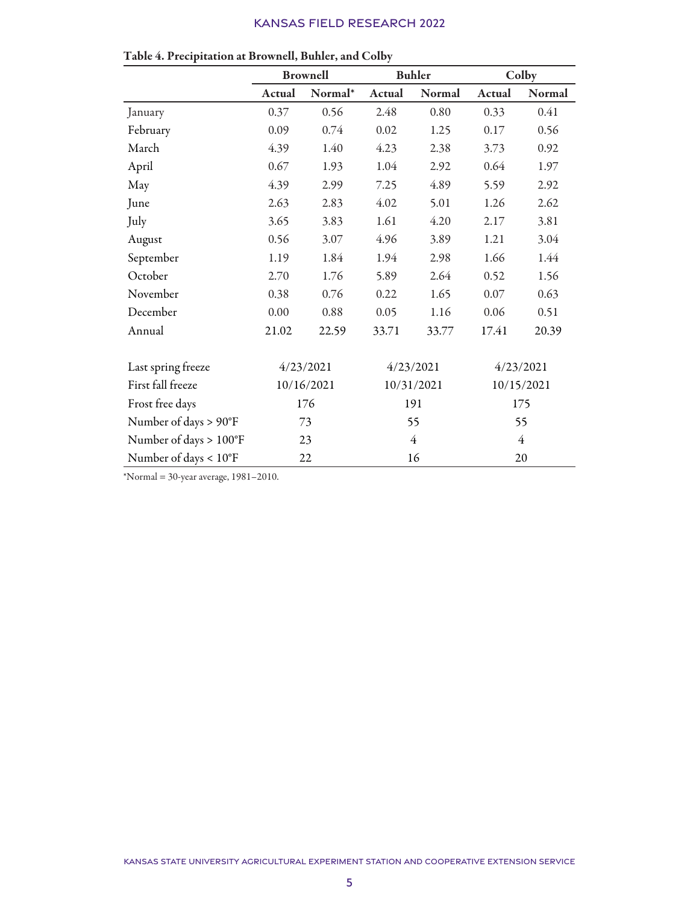**Table 4. Precipitation at Brownell, Buhler, and Colby**

| | Brownell | | Buhler | | Colby | |
|---|---|---|---|---|---|---|
| | Actual | Normal* | Actual | Normal | Actual | Normal |
| January | 0.37 | 0.56 | 2.48 | 0.80 | 0.33 | 0.41 |
| February | 0.09 | 0.74 | 0.02 | 1.25 | 0.17 | 0.56 |
| March | 4.39 | 1.40 | 4.23 | 2.38 | 3.73 | 0.92 |
| April | 0.67 | 1.93 | 1.04 | 2.92 | 0.64 | 1.97 |
| May | 4.39 | 2.99 | 7.25 | 4.89 | 5.59 | 2.92 |
| June | 2.63 | 2.83 | 4.02 | 5.01 | 1.26 | 2.62 |
| July | 3.65 | 3.83 | 1.61 | 4.20 | 2.17 | 3.81 |
| August | 0.56 | 3.07 | 4.96 | 3.89 | 1.21 | 3.04 |
| September | 1.19 | 1.84 | 1.94 | 2.98 | 1.66 | 1.44 |
| October | 2.70 | 1.76 | 5.89 | 2.64 | 0.52 | 1.56 |
| November | 0.38 | 0.76 | 0.22 | 1.65 | 0.07 | 0.63 |
| December | 0.00 | 0.88 | 0.05 | 1.16 | 0.06 | 0.51 |
| Annual | 21.02 | 22.59 | 33.71 | 33.77 | 17.41 | 20.39 |
| | | | | | | |
| Last spring freeze | 4/23/2021 | | 4/23/2021 | | 4/23/2021 | |
| First fall freeze | 10/16/2021 | | 10/31/2021 | | 10/15/2021 | |
| Frost free days | 176 | | 191 | | 175 | |
| Number of days > 90°F | 73 | | 55 | | 55 | |
| Number of days > 100°F | 23 | | 4 | | 4 | |
| Number of days < 10°F | 22 | | 16 | | 20 | |

*Normal = 30-year average, 1981–2010.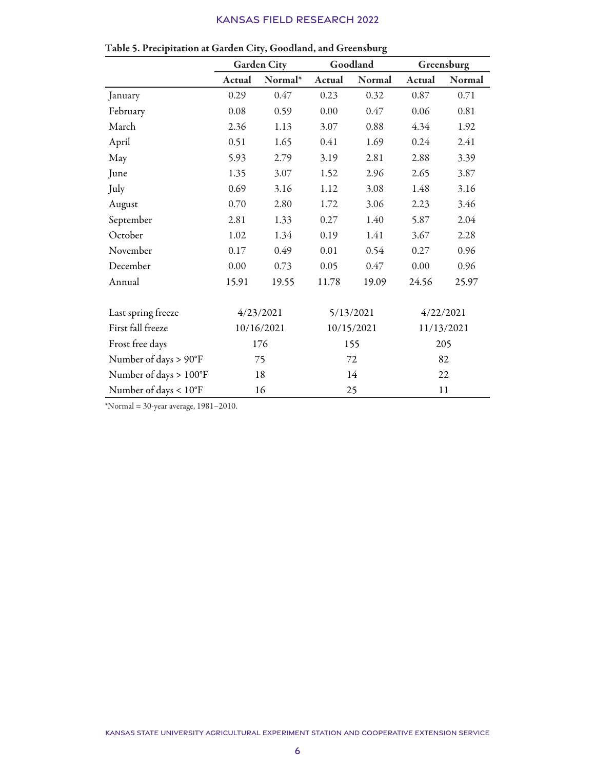**Table 5. Precipitation at Garden City, Goodland, and Greensburg**

| | Garden City | | Goodland | | Greensburg | |
|---|---|---|---|---|---|---|
| | Actual | Normal* | Actual | Normal | Actual | Normal |
| January | 0.29 | 0.47 | 0.23 | 0.32 | 0.87 | 0.71 |
| February | 0.08 | 0.59 | 0.00 | 0.47 | 0.06 | 0.81 |
| March | 2.36 | 1.13 | 3.07 | 0.88 | 4.34 | 1.92 |
| April | 0.51 | 1.65 | 0.41 | 1.69 | 0.24 | 2.41 |
| May | 5.93 | 2.79 | 3.19 | 2.81 | 2.88 | 3.39 |
| June | 1.35 | 3.07 | 1.52 | 2.96 | 2.65 | 3.87 |
| July | 0.69 | 3.16 | 1.12 | 3.08 | 1.48 | 3.16 |
| August | 0.70 | 2.80 | 1.72 | 3.06 | 2.23 | 3.46 |
| September | 2.81 | 1.33 | 0.27 | 1.40 | 5.87 | 2.04 |
| October | 1.02 | 1.34 | 0.19 | 1.41 | 3.67 | 2.28 |
| November | 0.17 | 0.49 | 0.01 | 0.54 | 0.27 | 0.96 |
| December | 0.00 | 0.73 | 0.05 | 0.47 | 0.00 | 0.96 |
| Annual | 15.91 | 19.55 | 11.78 | 19.09 | 24.56 | 25.97 |
| | | | | | | |
| Last spring freeze | 4/23/2021 | | 5/13/2021 | | 4/22/2021 | |
| First fall freeze | 10/16/2021 | | 10/15/2021 | | 11/13/2021 | |
| Frost free days | 176 | | 155 | | 205 | |
| Number of days > 90°F | 75 | | 72 | | 82 | |
| Number of days > 100°F | 18 | | 14 | | 22 | |
| Number of days < 10°F | 16 | | 25 | | 11 | |

*Normal = 30-year average, 1981–2010.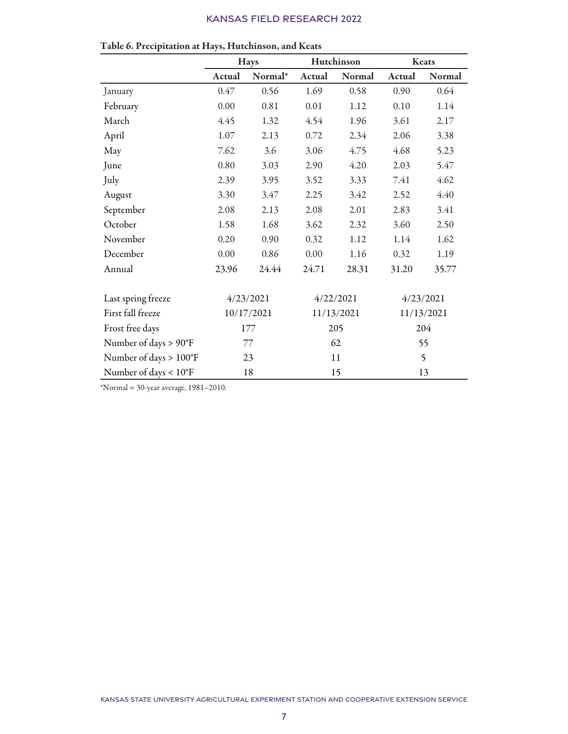Table 6. Precipitation at Hays, Hutchinson, and Keats

| | Hays | | Hutchinson | | Keats | |
|---|---|---|---|---|---|---|
| | Actual | Normal* | Actual | Normal | Actual | Normal |
| January | 0.47 | 0.56 | 1.69 | 0.58 | 0.90 | 0.64 |
| February | 0.00 | 0.81 | 0.01 | 1.12 | 0.10 | 1.14 |
| March | 4.45 | 1.32 | 4.54 | 1.96 | 3.61 | 2.17 |
| April | 1.07 | 2.13 | 0.72 | 2.34 | 2.06 | 3.38 |
| May | 7.62 | 3.6 | 3.06 | 4.75 | 4.68 | 5.23 |
| June | 0.80 | 3.03 | 2.90 | 4.20 | 2.03 | 5.47 |
| July | 2.39 | 3.95 | 3.52 | 3.33 | 7.41 | 4.62 |
| August | 3.30 | 3.47 | 2.25 | 3.42 | 2.52 | 4.40 |
| September | 2.08 | 2.13 | 2.08 | 2.01 | 2.83 | 3.41 |
| October | 1.58 | 1.68 | 3.62 | 2.32 | 3.60 | 2.50 |
| November | 0.20 | 0.90 | 0.32 | 1.12 | 1.14 | 1.62 |
| December | 0.00 | 0.86 | 0.00 | 1.16 | 0.32 | 1.19 |
| Annual | 23.96 | 24.44 | 24.71 | 28.31 | 31.20 | 35.77 |
| | | | | | | |
| Last spring freeze | 4/23/2021 | | 4/22/2021 | | 4/23/2021 | |
| First fall freeze | 10/17/2021 | | 11/13/2021 | | 11/13/2021 | |
| Frost free days | 177 | | 205 | | 204 | |
| Number of days > 90°F | 77 | | 62 | | 55 | |
| Number of days > 100°F | 23 | | 11 | | 5 | |
| Number of days < 10°F | 18 | | 15 | | 13 | |

*Normal = 30-year average, 1981–2010.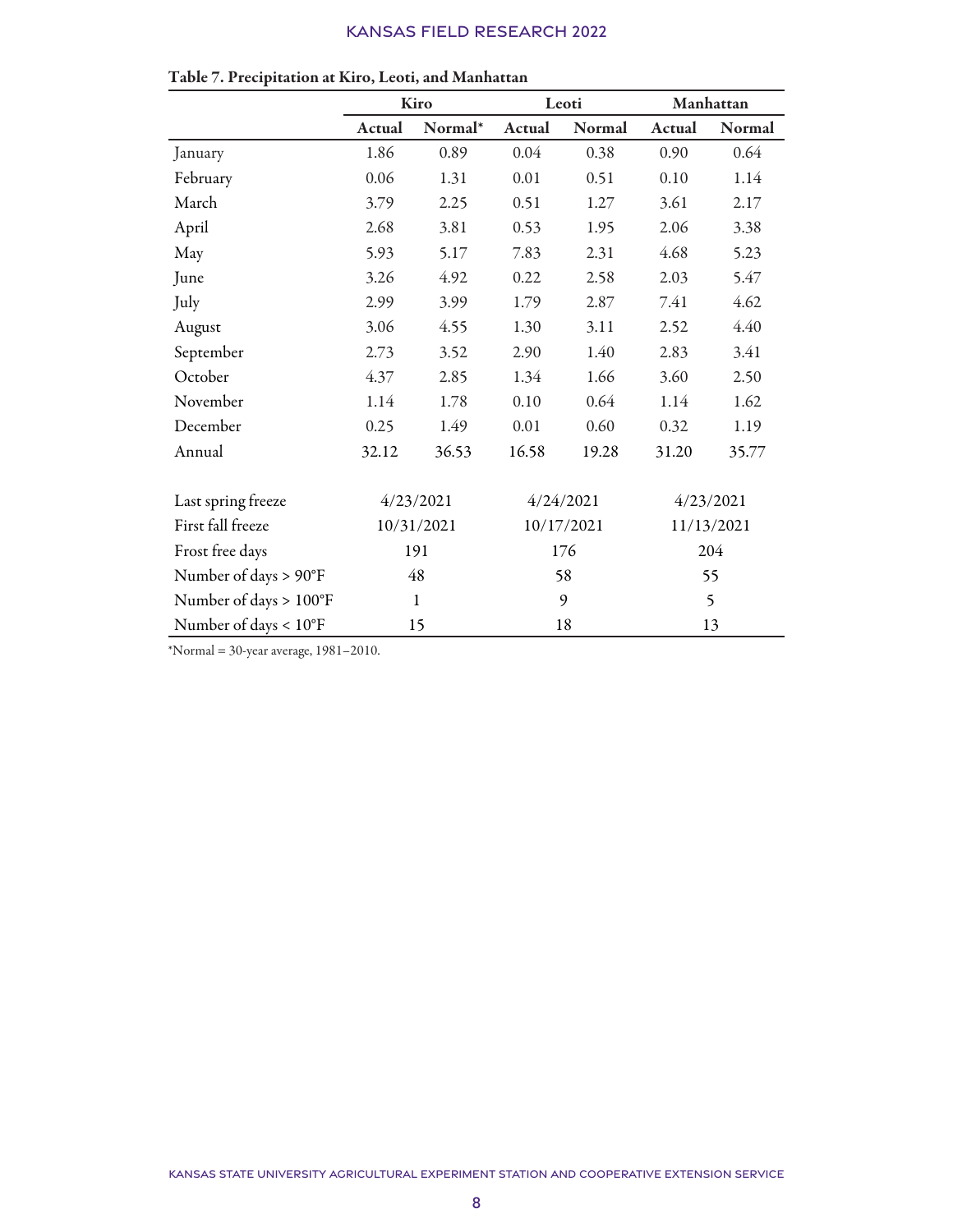**Table 7. Precipitation at Kiro, Leoti, and Manhattan**

| | Kiro | | Leoti | | Manhattan | |
|---|---|---|---|---|---|---|
| | Actual | Normal* | Actual | Normal | Actual | Normal |
| January | 1.86 | 0.89 | 0.04 | 0.38 | 0.90 | 0.64 |
| February | 0.06 | 1.31 | 0.01 | 0.51 | 0.10 | 1.14 |
| March | 3.79 | 2.25 | 0.51 | 1.27 | 3.61 | 2.17 |
| April | 2.68 | 3.81 | 0.53 | 1.95 | 2.06 | 3.38 |
| May | 5.93 | 5.17 | 7.83 | 2.31 | 4.68 | 5.23 |
| June | 3.26 | 4.92 | 0.22 | 2.58 | 2.03 | 5.47 |
| July | 2.99 | 3.99 | 1.79 | 2.87 | 7.41 | 4.62 |
| August | 3.06 | 4.55 | 1.30 | 3.11 | 2.52 | 4.40 |
| September | 2.73 | 3.52 | 2.90 | 1.40 | 2.83 | 3.41 |
| October | 4.37 | 2.85 | 1.34 | 1.66 | 3.60 | 2.50 |
| November | 1.14 | 1.78 | 0.10 | 0.64 | 1.14 | 1.62 |
| December | 0.25 | 1.49 | 0.01 | 0.60 | 0.32 | 1.19 |
| Annual | 32.12 | 36.53 | 16.58 | 19.28 | 31.20 | 35.77 |
| | | | | | | |
| Last spring freeze | 4/23/2021 | | 4/24/2021 | | 4/23/2021 | |
| First fall freeze | 10/31/2021 | | 10/17/2021 | | 11/13/2021 | |
| Frost free days | 191 | | 176 | | 204 | |
| Number of days > 90°F | 48 | | 58 | | 55 | |
| Number of days > 100°F | 1 | | 9 | | 5 | |
| Number of days < 10°F | 15 | | 18 | | 13 | |

*Normal = 30-year average, 1981–2010.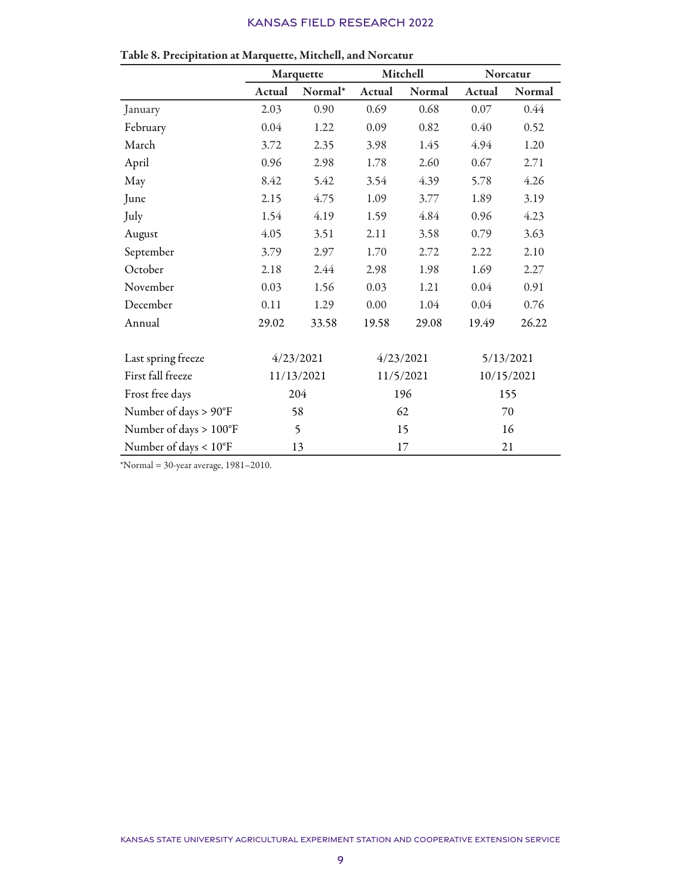**Table 8. Precipitation at Marquette, Mitchell, and Norcatur**

| | Marquette | | Mitchell | | Norcatur | |
|---|---|---|---|---|---|---|
| | Actual | Normal* | Actual | Normal | Actual | Normal |
| January | 2.03 | 0.90 | 0.69 | 0.68 | 0.07 | 0.44 |
| February | 0.04 | 1.22 | 0.09 | 0.82 | 0.40 | 0.52 |
| March | 3.72 | 2.35 | 3.98 | 1.45 | 4.94 | 1.20 |
| April | 0.96 | 2.98 | 1.78 | 2.60 | 0.67 | 2.71 |
| May | 8.42 | 5.42 | 3.54 | 4.39 | 5.78 | 4.26 |
| June | 2.15 | 4.75 | 1.09 | 3.77 | 1.89 | 3.19 |
| July | 1.54 | 4.19 | 1.59 | 4.84 | 0.96 | 4.23 |
| August | 4.05 | 3.51 | 2.11 | 3.58 | 0.79 | 3.63 |
| September | 3.79 | 2.97 | 1.70 | 2.72 | 2.22 | 2.10 |
| October | 2.18 | 2.44 | 2.98 | 1.98 | 1.69 | 2.27 |
| November | 0.03 | 1.56 | 0.03 | 1.21 | 0.04 | 0.91 |
| December | 0.11 | 1.29 | 0.00 | 1.04 | 0.04 | 0.76 |
| Annual | 29.02 | 33.58 | 19.58 | 29.08 | 19.49 | 26.22 |
| | | | | | | |
| Last spring freeze | 4/23/2021 | | 4/23/2021 | | 5/13/2021 | |
| First fall freeze | 11/13/2021 | | 11/5/2021 | | 10/15/2021 | |
| Frost free days | 204 | | 196 | | 155 | |
| Number of days > 90°F | 58 | | 62 | | 70 | |
| Number of days > 100°F | 5 | | 15 | | 16 | |
| Number of days < 10°F | 13 | | 17 | | 21 | |

*Normal = 30-year average, 1981–2010.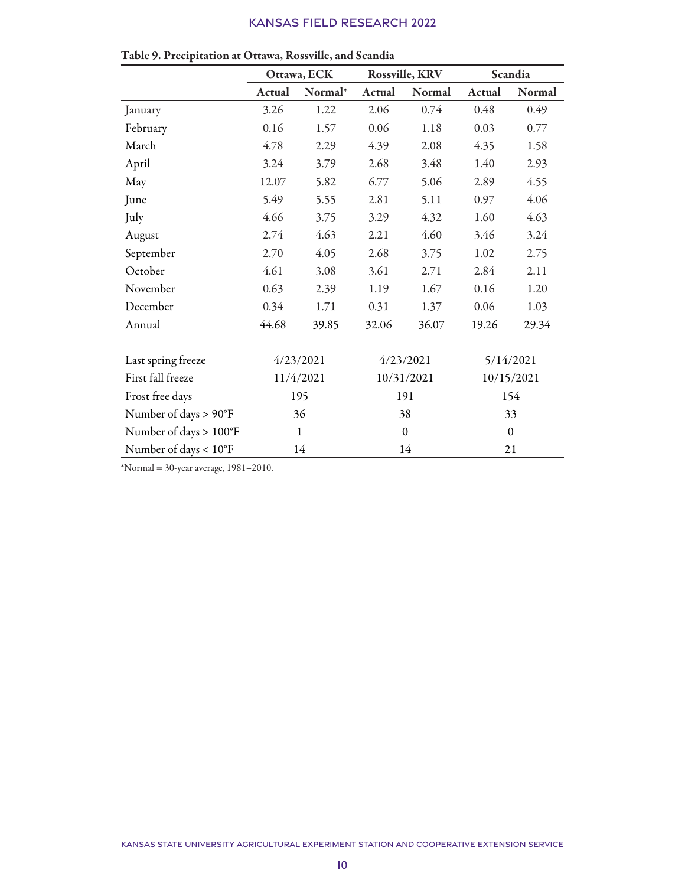**Table 9. Precipitation at Ottawa, Rossville, and Scandia**

| | Ottawa, ECK | | Rossville, KRV | | Scandia | |
|---|---|---|---|---|---|---|
| | Actual | Normal* | Actual | Normal | Actual | Normal |
| January | 3.26 | 1.22 | 2.06 | 0.74 | 0.48 | 0.49 |
| February | 0.16 | 1.57 | 0.06 | 1.18 | 0.03 | 0.77 |
| March | 4.78 | 2.29 | 4.39 | 2.08 | 4.35 | 1.58 |
| April | 3.24 | 3.79 | 2.68 | 3.48 | 1.40 | 2.93 |
| May | 12.07 | 5.82 | 6.77 | 5.06 | 2.89 | 4.55 |
| June | 5.49 | 5.55 | 2.81 | 5.11 | 0.97 | 4.06 |
| July | 4.66 | 3.75 | 3.29 | 4.32 | 1.60 | 4.63 |
| August | 2.74 | 4.63 | 2.21 | 4.60 | 3.46 | 3.24 |
| September | 2.70 | 4.05 | 2.68 | 3.75 | 1.02 | 2.75 |
| October | 4.61 | 3.08 | 3.61 | 2.71 | 2.84 | 2.11 |
| November | 0.63 | 2.39 | 1.19 | 1.67 | 0.16 | 1.20 |
| December | 0.34 | 1.71 | 0.31 | 1.37 | 0.06 | 1.03 |
| Annual | 44.68 | 39.85 | 32.06 | 36.07 | 19.26 | 29.34 |
| | | | | | | |
| Last spring freeze | 4/23/2021 | | 4/23/2021 | | 5/14/2021 | |
| First fall freeze | 11/4/2021 | | 10/31/2021 | | 10/15/2021 | |
| Frost free days | 195 | | 191 | | 154 | |
| Number of days > 90°F | 36 | | 38 | | 33 | |
| Number of days > 100°F | 1 | | 0 | | 0 | |
| Number of days < 10°F | 14 | | 14 | | 21 | |

*Normal = 30-year average, 1981–2010.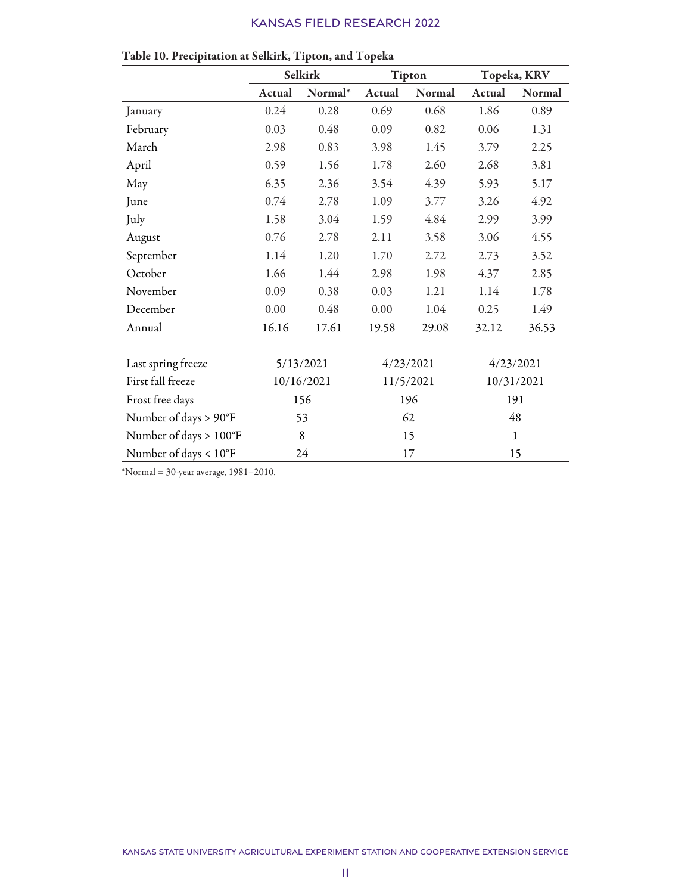**Table 10. Precipitation at Selkirk, Tipton, and Topeka**

| | Selkirk | | Tipton | | Topeka, KRV | |
|---|---|---|---|---|---|---|
| | Actual | Normal* | Actual | Normal | Actual | Normal |
| January | 0.24 | 0.28 | 0.69 | 0.68 | 1.86 | 0.89 |
| February | 0.03 | 0.48 | 0.09 | 0.82 | 0.06 | 1.31 |
| March | 2.98 | 0.83 | 3.98 | 1.45 | 3.79 | 2.25 |
| April | 0.59 | 1.56 | 1.78 | 2.60 | 2.68 | 3.81 |
| May | 6.35 | 2.36 | 3.54 | 4.39 | 5.93 | 5.17 |
| June | 0.74 | 2.78 | 1.09 | 3.77 | 3.26 | 4.92 |
| July | 1.58 | 3.04 | 1.59 | 4.84 | 2.99 | 3.99 |
| August | 0.76 | 2.78 | 2.11 | 3.58 | 3.06 | 4.55 |
| September | 1.14 | 1.20 | 1.70 | 2.72 | 2.73 | 3.52 |
| October | 1.66 | 1.44 | 2.98 | 1.98 | 4.37 | 2.85 |
| November | 0.09 | 0.38 | 0.03 | 1.21 | 1.14 | 1.78 |
| December | 0.00 | 0.48 | 0.00 | 1.04 | 0.25 | 1.49 |
| Annual | 16.16 | 17.61 | 19.58 | 29.08 | 32.12 | 36.53 |
| | | | | | | |
| Last spring freeze | 5/13/2021 | | 4/23/2021 | | 4/23/2021 | |
| First fall freeze | 10/16/2021 | | 11/5/2021 | | 10/31/2021 | |
| Frost free days | 156 | | 196 | | 191 | |
| Number of days > 90°F | 53 | | 62 | | 48 | |
| Number of days > 100°F | 8 | | 15 | | 1 | |
| Number of days < 10°F | 24 | | 17 | | 15 | |

*Normal = 30-year average, 1981–2010.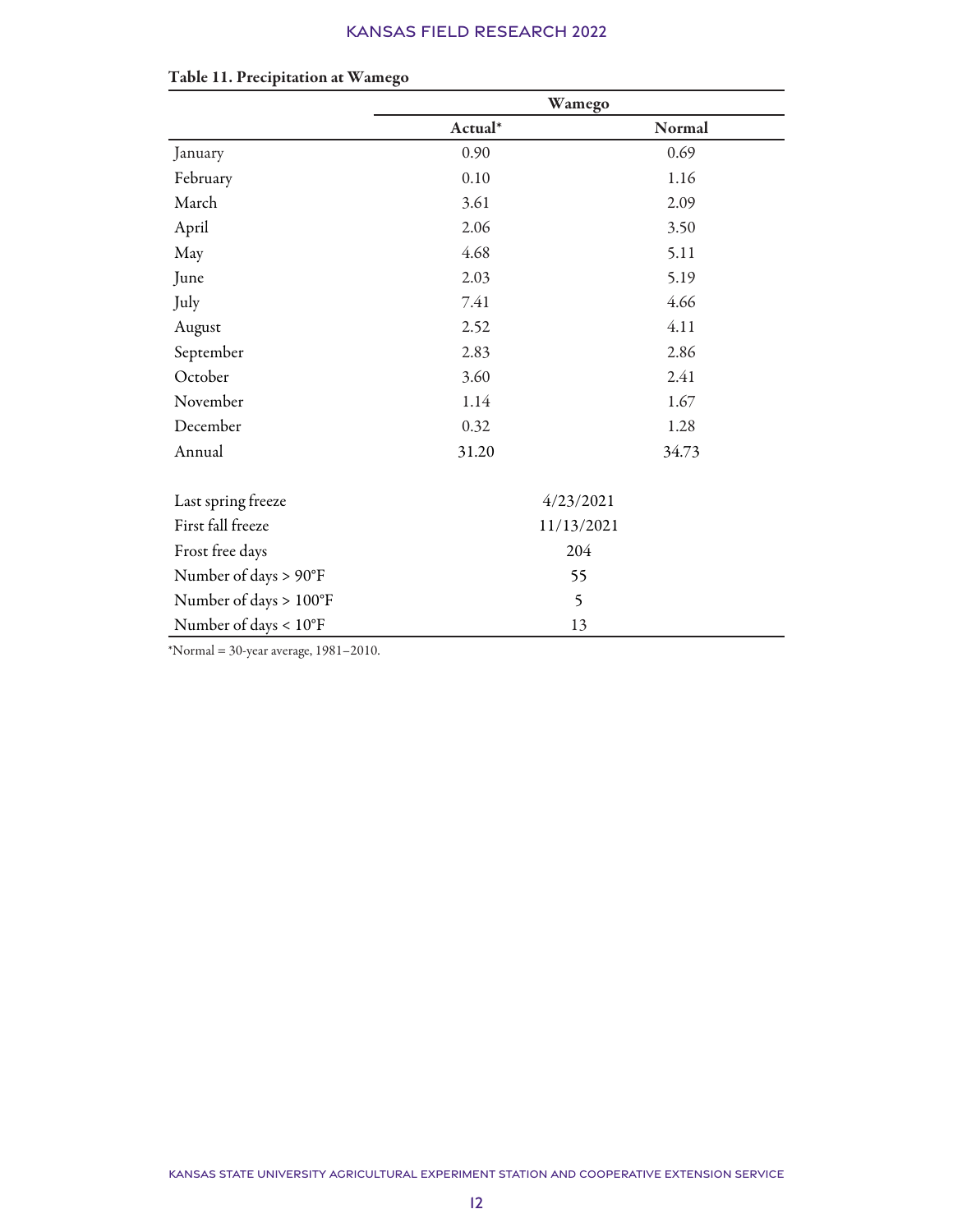**Table 11. Precipitation at Wamego**

| | Wamego | |
|---|---|---|
| | Actual* | Normal |
| January | 0.90 | 0.69 |
| February | 0.10 | 1.16 |
| March | 3.61 | 2.09 |
| April | 2.06 | 3.50 |
| May | 4.68 | 5.11 |
| June | 2.03 | 5.19 |
| July | 7.41 | 4.66 |
| August | 2.52 | 4.11 |
| September | 2.83 | 2.86 |
| October | 3.60 | 2.41 |
| November | 1.14 | 1.67 |
| December | 0.32 | 1.28 |
| Annual | 31.20 | 34.73 |
| | | |
| Last spring freeze | 4/23/2021 | |
| First fall freeze | 11/13/2021 | |
| Frost free days | 204 | |
| Number of days > 90°F | 55 | |
| Number of days > 100°F | 5 | |
| Number of days < 10°F | 13 | |

*Normal = 30-year average, 1981–2010.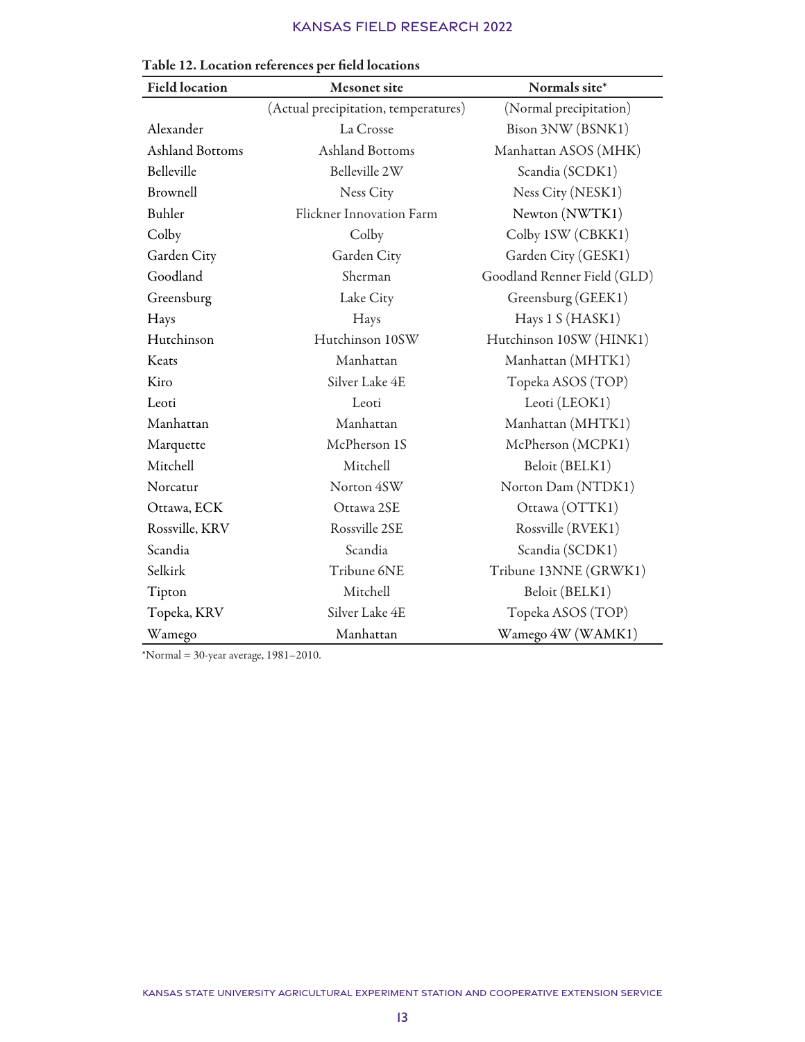Table 12. Location references per field locations

| Field location | Mesonet site | Normals site* |
|---|---|---|
| | (Actual precipitation, temperatures) | (Normal precipitation) |
| Alexander | La Crosse | Bison 3NW (BSNK1) |
| Ashland Bottoms | Ashland Bottoms | Manhattan ASOS (MHK) |
| Belleville | Belleville 2W | Scandia (SCDK1) |
| Brownell | Ness City | Ness City (NESK1) |
| Buhler | Flickner Innovation Farm | Newton (NWTK1) |
| Colby | Colby | Colby 1SW (CBKK1) |
| Garden City | Garden City | Garden City (GESK1) |
| Goodland | Sherman | Goodland Renner Field (GLD) |
| Greensburg | Lake City | Greensburg (GEEK1) |
| Hays | Hays | Hays 1 S (HASK1) |
| Hutchinson | Hutchinson 10SW | Hutchinson 10SW (HINK1) |
| Keats | Manhattan | Manhattan (MHTK1) |
| Kiro | Silver Lake 4E | Topeka ASOS (TOP) |
| Leoti | Leoti | Leoti (LEOK1) |
| Manhattan | Manhattan | Manhattan (MHTK1) |
| Marquette | McPherson 1S | McPherson (MCPK1) |
| Mitchell | Mitchell | Beloit (BELK1) |
| Norcatur | Norton 4SW | Norton Dam (NTDK1) |
| Ottawa, ECK | Ottawa 2SE | Ottawa (OTTK1) |
| Rossville, KRV | Rossville 2SE | Rossville (RVEK1) |
| Scandia | Scandia | Scandia (SCDK1) |
| Selkirk | Tribune 6NE | Tribune 13NNE (GRWK1) |
| Tipton | Mitchell | Beloit (BELK1) |
| Topeka, KRV | Silver Lake 4E | Topeka ASOS (TOP) |
| Wamego | Manhattan | Wamego 4W (WAMK1) |

*Normal = 30-year average, 1981–2010.